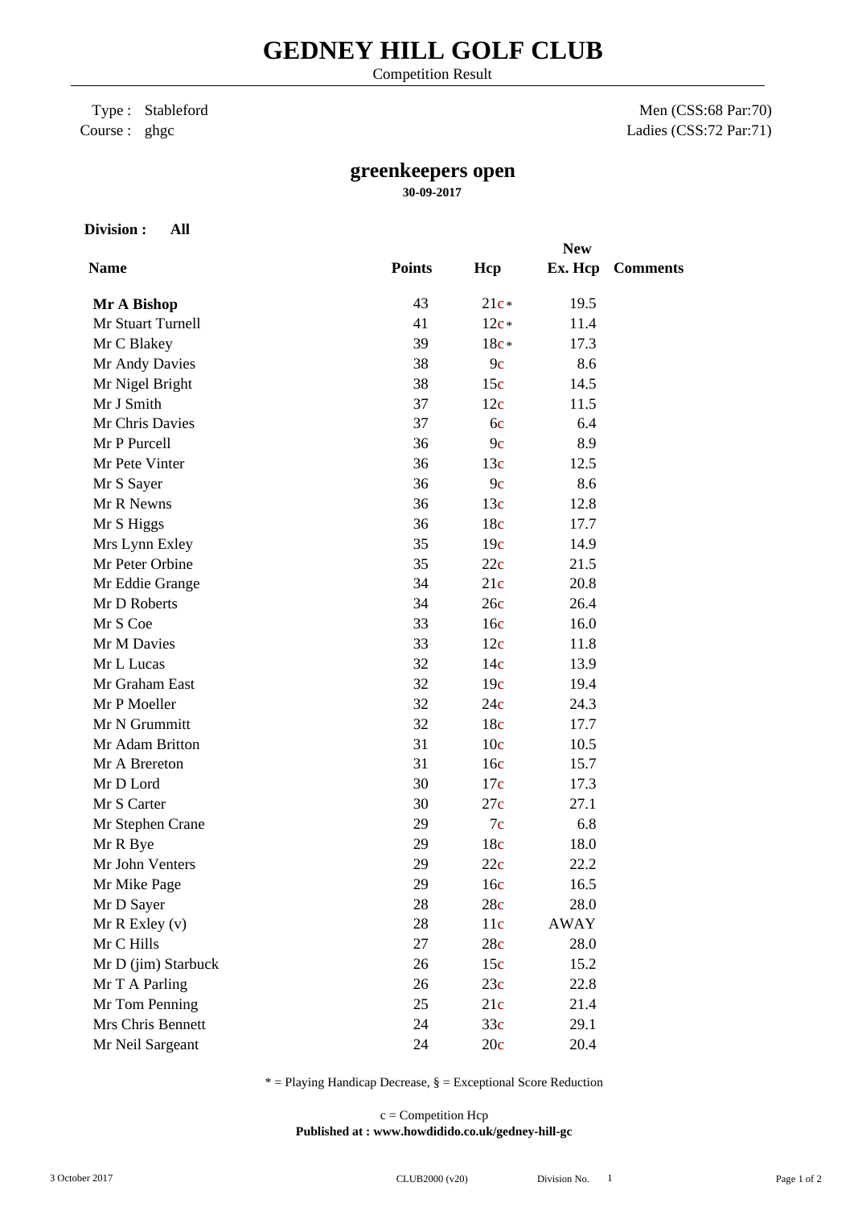# GEDNEY HILL GOLF CLUB

Competition Result

Type : Stableford
Course : ghgc

Men (CSS:68 Par:70)
Ladies (CSS:72 Par:71)

## greenkeepers open

**30-09-2017**

**Division : All**

| Name | Points | Hcp | New Ex. Hcp | Comments |
|---|---|---|---|---|
| **Mr A Bishop** | 43 | 21c* | 19.5 | |
| Mr Stuart Turnell | 41 | 12c* | 11.4 | |
| Mr C Blakey | 39 | 18c* | 17.3 | |
| Mr Andy Davies | 38 | 9c | 8.6 | |
| Mr Nigel Bright | 38 | 15c | 14.5 | |
| Mr J Smith | 37 | 12c | 11.5 | |
| Mr Chris Davies | 37 | 6c | 6.4 | |
| Mr P Purcell | 36 | 9c | 8.9 | |
| Mr Pete Vinter | 36 | 13c | 12.5 | |
| Mr S Sayer | 36 | 9c | 8.6 | |
| Mr R Newns | 36 | 13c | 12.8 | |
| Mr S Higgs | 36 | 18c | 17.7 | |
| Mrs Lynn Exley | 35 | 19c | 14.9 | |
| Mr Peter Orbine | 35 | 22c | 21.5 | |
| Mr Eddie Grange | 34 | 21c | 20.8 | |
| Mr D Roberts | 34 | 26c | 26.4 | |
| Mr S Coe | 33 | 16c | 16.0 | |
| Mr M Davies | 33 | 12c | 11.8 | |
| Mr L Lucas | 32 | 14c | 13.9 | |
| Mr Graham East | 32 | 19c | 19.4 | |
| Mr P Moeller | 32 | 24c | 24.3 | |
| Mr N Grummitt | 32 | 18c | 17.7 | |
| Mr Adam Britton | 31 | 10c | 10.5 | |
| Mr A Brereton | 31 | 16c | 15.7 | |
| Mr D Lord | 30 | 17c | 17.3 | |
| Mr S Carter | 30 | 27c | 27.1 | |
| Mr Stephen Crane | 29 | 7c | 6.8 | |
| Mr R Bye | 29 | 18c | 18.0 | |
| Mr John Venters | 29 | 22c | 22.2 | |
| Mr Mike Page | 29 | 16c | 16.5 | |
| Mr D Sayer | 28 | 28c | 28.0 | |
| Mr R Exley (v) | 28 | 11c | AWAY | |
| Mr C Hills | 27 | 28c | 28.0 | |
| Mr D (jim) Starbuck | 26 | 15c | 15.2 | |
| Mr T A Parling | 26 | 23c | 22.8 | |
| Mr Tom Penning | 25 | 21c | 21.4 | |
| Mrs Chris Bennett | 24 | 33c | 29.1 | |
| Mr Neil Sargeant | 24 | 20c | 20.4 | |

* = Playing Handicap Decrease, § = Exceptional Score Reduction

c = Competition Hcp

**Published at : www.howdidido.co.uk/gedney-hill-gc**

3 October 2017 CLUB2000 (v20) Division No. 1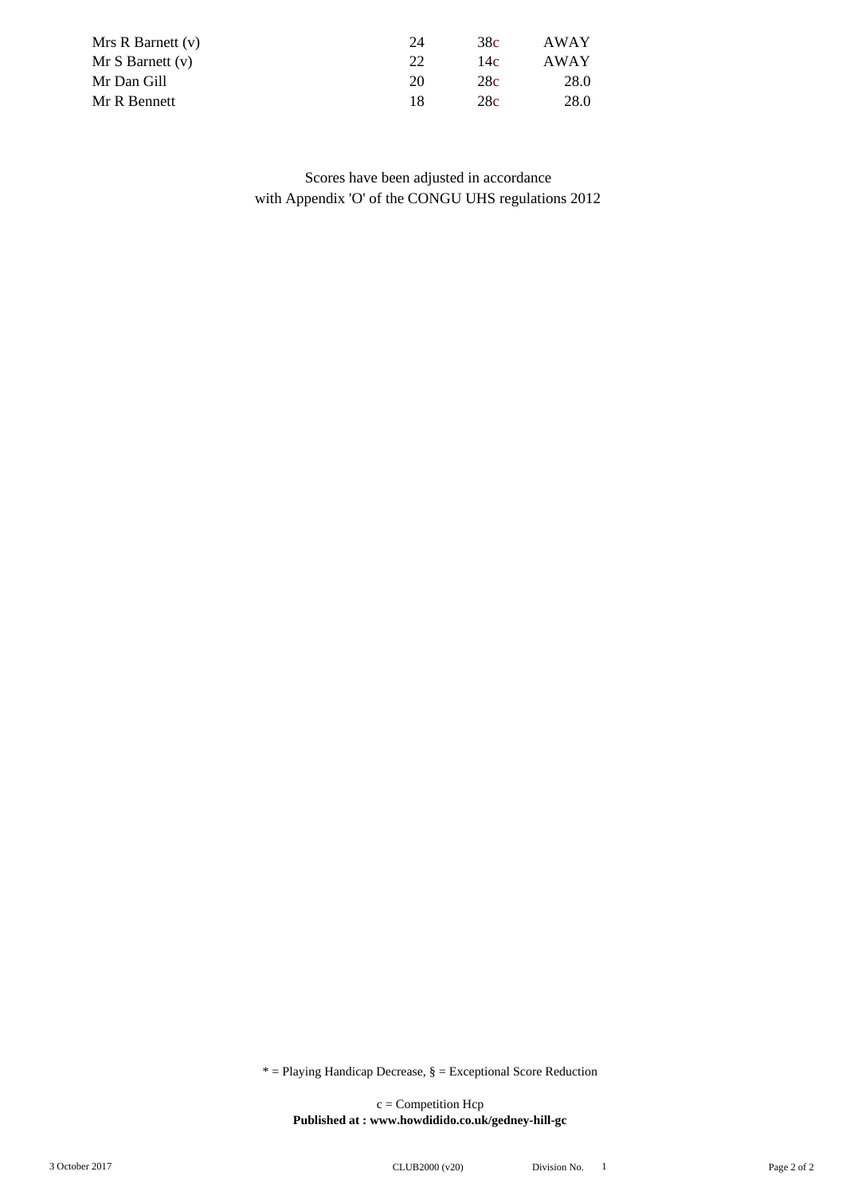| | | | |
|---|---|---|---|
| Mrs R Barnett (v) | 24 | 38c | AWAY |
| Mr S Barnett (v) | 22 | 14c | AWAY |
| Mr Dan Gill | 20 | 28c | 28.0 |
| Mr R Bennett | 18 | 28c | 28.0 |

Scores have been adjusted in accordance
with Appendix 'O' of the CONGU UHS regulations 2012

* = Playing Handicap Decrease, § = Exceptional Score Reduction

c = Competition Hcp

**Published at : www.howdidido.co.uk/gedney-hill-gc**

3 October 2017 CLUB2000 (v20) Division No. 1